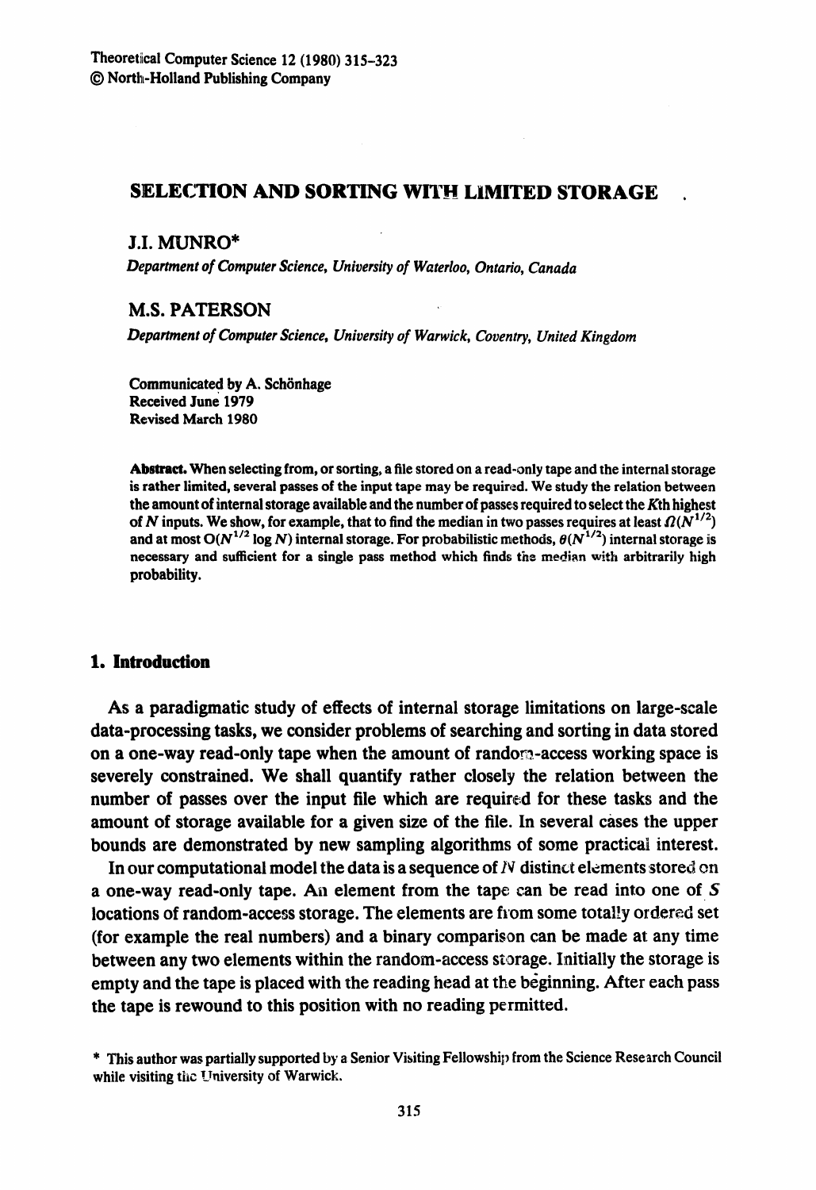# SELECTION AND SORTING WITH LIMITED STORAGE

**J.I. MUNRO***

*Department of Computer Science, University of Waterloo, Ontario, Canada*

**M.S. PATERSON**

*Department of Computer Science, University of Warwick, Coventry, United Kingdom*

Communicated by A. Schönhage
Received June 1979
Revised March 1980

**Abstract.** When selecting from, or sorting, a file stored on a read-only tape and the internal storage is rather limited, several passes of the input tape may be required. We study the relation between the amount of internal storage available and the number of passes required to select the $K$th highest of $N$ inputs. We show, for example, that to find the median in two passes requires at least $\Omega(N^{1/2})$ and at most $O(N^{1/2} \log N)$ internal storage. For probabilistic methods, $\theta(N^{1/2})$ internal storage is necessary and sufficient for a single pass method which finds the median with arbitrarily high probability.

## 1. Introduction

As a paradigmatic study of effects of internal storage limitations on large-scale data-processing tasks, we consider problems of searching and sorting in data stored on a one-way read-only tape when the amount of random-access working space is severely constrained. We shall quantify rather closely the relation between the number of passes over the input file which are required for these tasks and the amount of storage available for a given size of the file. In several cases the upper bounds are demonstrated by new sampling algorithms of some practical interest.

In our computational model the data is a sequence of $N$ distinct elements stored on a one-way read-only tape. An element from the tape can be read into one of $S$ locations of random-access storage. The elements are from some totally ordered set (for example the real numbers) and a binary comparison can be made at any time between any two elements within the random-access storage. Initially the storage is empty and the tape is placed with the reading head at the beginning. After each pass the tape is rewound to this position with no reading permitted.

* This author was partially supported by a Senior Visiting Fellowship from the Science Research Council while visiting the University of Warwick.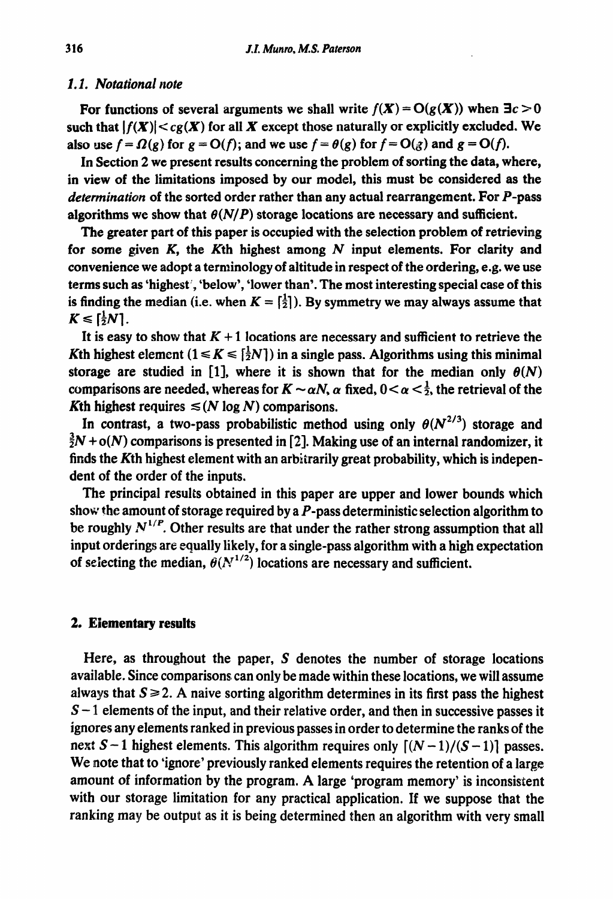### 1.1. Notational note

For functions of several arguments we shall write $f(\boldsymbol{X}) = O(g(\boldsymbol{X}))$ when $\exists c > 0$ such that $|f(\boldsymbol{X})| < cg(\boldsymbol{X})$ for all $\boldsymbol{X}$ except those naturally or explicitly excluded. We also use $f = \Omega(g)$ for $g = O(f)$; and we use $f = \theta(g)$ for $f = O(g)$ and $g = O(f)$.

In Section 2 we present results concerning the problem of sorting the data, where, in view of the limitations imposed by our model, this must be considered as the *determination* of the sorted order rather than any actual rearrangement. For $P$-pass algorithms we show that $\theta(N/P)$ storage locations are necessary and sufficient.

The greater part of this paper is occupied with the selection problem of retrieving for some given $K$, the $K$th highest among $N$ input elements. For clarity and convenience we adopt a terminology of altitude in respect of the ordering, e.g. we use terms such as 'highest', 'below', 'lower than'. The most interesting special case of this is finding the median (i.e. when $K = \lceil \frac{1}{2} \rceil$). By symmetry we may always assume that $K \leq \lceil \frac{1}{2}N \rceil$.

It is easy to show that $K + 1$ locations are necessary and sufficient to retrieve the $K$th highest element $(1 \leq K \leq \lceil \frac{1}{2}N \rceil)$ in a single pass. Algorithms using this minimal storage are studied in [1], where it is shown that for the median only $\theta(N)$ comparisons are needed, whereas for $K \sim \alpha N$, $\alpha$ fixed, $0 < \alpha < \frac{1}{2}$, the retrieval of the $K$th highest requires $\lesssim (N \log N)$ comparisons.

In contrast, a two-pass probabilistic method using only $\theta(N^{2/3})$ storage and $\frac{3}{2}N + o(N)$ comparisons is presented in [2]. Making use of an internal randomizer, it finds the $K$th highest element with an arbitrarily great probability, which is independent of the order of the inputs.

The principal results obtained in this paper are upper and lower bounds which show the amount of storage required by a $P$-pass deterministic selection algorithm to be roughly $N^{1/P}$. Other results are that under the rather strong assumption that all input orderings are equally likely, for a single-pass algorithm with a high expectation of selecting the median, $\theta(N^{1/2})$ locations are necessary and sufficient.

## 2. Elementary results

Here, as throughout the paper, $S$ denotes the number of storage locations available. Since comparisons can only be made within these locations, we will assume always that $S \geq 2$. A naive sorting algorithm determines in its first pass the highest $S - 1$ elements of the input, and their relative order, and then in successive passes it ignores any elements ranked in previous passes in order to determine the ranks of the next $S - 1$ highest elements. This algorithm requires only $\lceil (N-1)/(S-1) \rceil$ passes. We note that to 'ignore' previously ranked elements requires the retention of a large amount of information by the program. A large 'program memory' is inconsistent with our storage limitation for any practical application. If we suppose that the ranking may be output as it is being determined then an algorithm with very small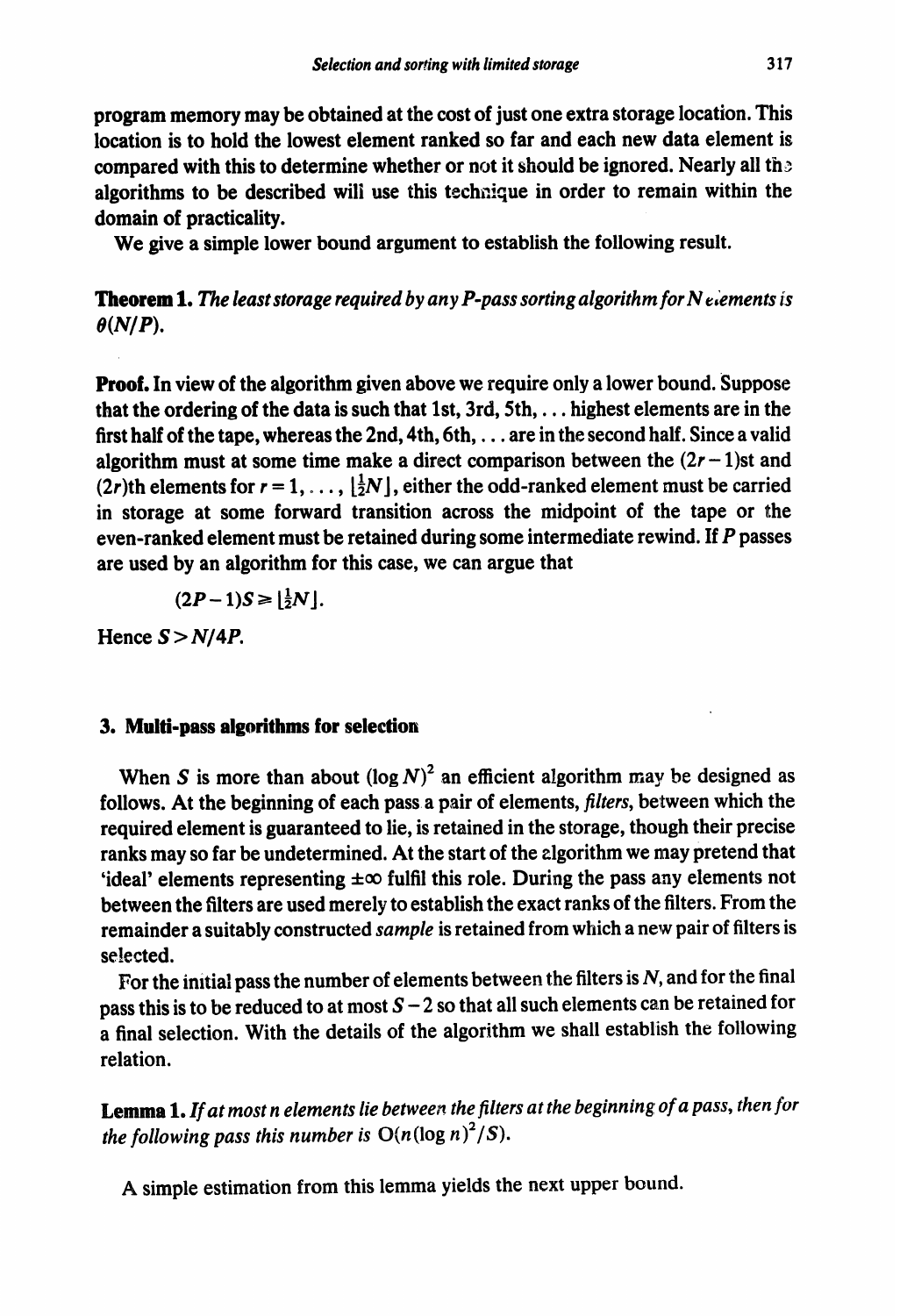program memory may be obtained at the cost of just one extra storage location. This location is to hold the lowest element ranked so far and each new data element is compared with this to determine whether or not it should be ignored. Nearly all the algorithms to be described will use this technique in order to remain within the domain of practicality.

We give a simple lower bound argument to establish the following result.

**Theorem 1.** *The least storage required by any P-pass sorting algorithm for N elements is* $\theta(N/P)$.

**Proof.** In view of the algorithm given above we require only a lower bound. Suppose that the ordering of the data is such that 1st, 3rd, 5th, ... highest elements are in the first half of the tape, whereas the 2nd, 4th, 6th, ... are in the second half. Since a valid algorithm must at some time make a direct comparison between the $(2r-1)$st and $(2r)$th elements for $r = 1, \ldots, \lfloor \frac{1}{2}N \rfloor$, either the odd-ranked element must be carried in storage at some forward transition across the midpoint of the tape or the even-ranked element must be retained during some intermediate rewind. If $P$ passes are used by an algorithm for this case, we can argue that

$$(2P-1)S \geq \lfloor \tfrac{1}{2}N \rfloor.$$

Hence $S > N/4P$.

## 3. Multi-pass algorithms for selection

When $S$ is more than about $(\log N)^2$ an efficient algorithm may be designed as follows. At the beginning of each pass a pair of elements, *filters*, between which the required element is guaranteed to lie, is retained in the storage, though their precise ranks may so far be undetermined. At the start of the algorithm we may pretend that 'ideal' elements representing $\pm\infty$ fulfil this role. During the pass any elements not between the filters are used merely to establish the exact ranks of the filters. From the remainder a suitably constructed *sample* is retained from which a new pair of filters is selected.

For the initial pass the number of elements between the filters is $N$, and for the final pass this is to be reduced to at most $S-2$ so that all such elements can be retained for a final selection. With the details of the algorithm we shall establish the following relation.

**Lemma 1.** *If at most n elements lie between the filters at the beginning of a pass, then for the following pass this number is* $O(n(\log n)^2/S)$.

A simple estimation from this lemma yields the next upper bound.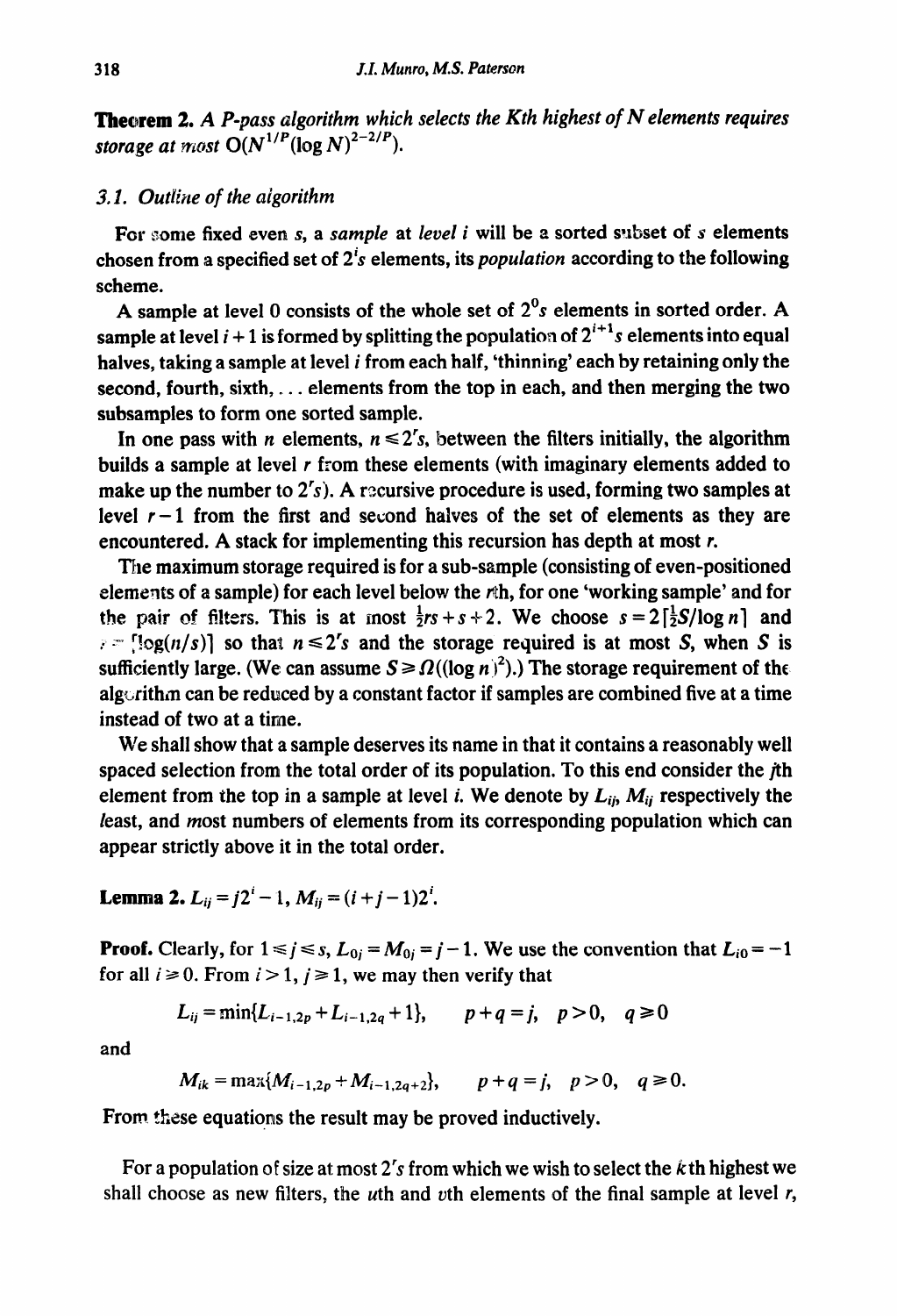**Theorem 2.** *A P-pass algorithm which selects the Kth highest of N elements requires storage at most* $O(N^{1/P}(\log N)^{2-2/P})$.

### 3.1. Outline of the algorithm

For some fixed even $s$, a *sample* at *level i* will be a sorted subset of $s$ elements chosen from a specified set of $2^i s$ elements, its *population* according to the following scheme.

A sample at level 0 consists of the whole set of $2^0 s$ elements in sorted order. A sample at level $i+1$ is formed by splitting the population of $2^{i+1}s$ elements into equal halves, taking a sample at level $i$ from each half, 'thinning' each by retaining only the second, fourth, sixth, ... elements from the top in each, and then merging the two subsamples to form one sorted sample.

In one pass with $n$ elements, $n \leqslant 2^r s$, between the filters initially, the algorithm builds a sample at level $r$ from these elements (with imaginary elements added to make up the number to $2^r s$). A recursive procedure is used, forming two samples at level $r-1$ from the first and second halves of the set of elements as they are encountered. A stack for implementing this recursion has depth at most $r$.

The maximum storage required is for a sub-sample (consisting of even-positioned elements of a sample) for each level below the $r$th, for one 'working sample' and for the pair of filters. This is at most $\frac{1}{2}rs + s + 2$. We choose $s = 2\lceil \frac{1}{2}S/\log n \rceil$ and $r = \lceil \log(n/s) \rceil$ so that $n \leqslant 2^r s$ and the storage required is at most $S$, when $S$ is sufficiently large. (We can assume $S \geqslant \Omega((\log n)^2)$.) The storage requirement of the algorithm can be reduced by a constant factor if samples are combined five at a time instead of two at a time.

We shall show that a sample deserves its name in that it contains a reasonably well spaced selection from the total order of its population. To this end consider the $j$th element from the top in a sample at level $i$. We denote by $L_{ij}$, $M_{ij}$ respectively the *l*east, and *m*ost numbers of elements from its corresponding population which can appear strictly above it in the total order.

**Lemma 2.** $L_{ij} = j2^i - 1$, $M_{ij} = (i + j - 1)2^i$.

**Proof.** Clearly, for $1 \leqslant j \leqslant s$, $L_{0j} = M_{0j} = j - 1$. We use the convention that $L_{i0} = -1$ for all $i \geqslant 0$. From $i > 1$, $j \geqslant 1$, we may then verify that

$$L_{ij} = \min\{L_{i-1,2p} + L_{i-1,2q} + 1\}, \qquad p + q = j, \quad p > 0, \quad q \geqslant 0$$

and

$$M_{ik} = \max\{M_{i-1,2p} + M_{i-1,2q+2}\}, \qquad p + q = j, \quad p > 0, \quad q \geqslant 0.$$

From these equations the result may be proved inductively.

For a population of size at most $2^r s$ from which we wish to select the $k$th highest we shall choose as new filters, the $u$th and $v$th elements of the final sample at level $r$,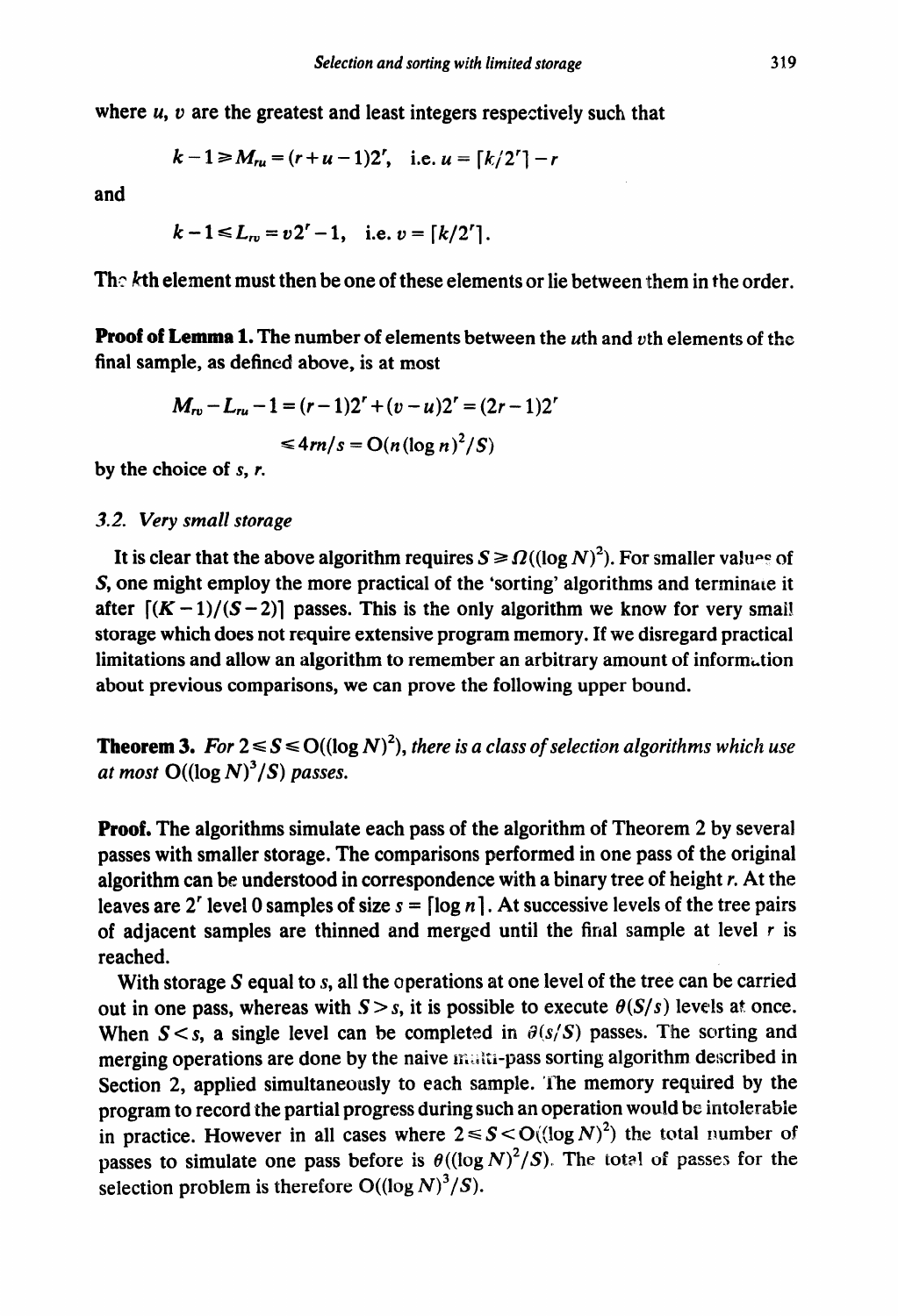where $u$, $v$ are the greatest and least integers respectively such that

$$k-1 \geqslant M_{ru} = (r+u-1)2^r, \quad \text{i.e. } u = \lceil k/2^r \rceil - r$$

and

$$k-1 \leqslant L_{rv} = v2^r - 1, \quad \text{i.e. } v = \lceil k/2^r \rceil.$$

The $k$th element must then be one of these elements or lie between them in the order.

**Proof of Lemma 1.** The number of elements between the $u$th and $v$th elements of the final sample, as defined above, is at most

$$M_{rv} - L_{ru} - 1 = (r-1)2^r + (v-u)2^r = (2r-1)2^r$$
$$\leqslant 4rn/s = \mathrm{O}(n(\log n)^2/S)$$

by the choice of $s$, $r$.

### 3.2. Very small storage

It is clear that the above algorithm requires $S \geqslant \Omega((\log N)^2)$. For smaller values of $S$, one might employ the more practical of the 'sorting' algorithms and terminate it after $\lceil (K-1)/(S-2) \rceil$ passes. This is the only algorithm we know for very small storage which does not require extensive program memory. If we disregard practical limitations and allow an algorithm to remember an arbitrary amount of information about previous comparisons, we can prove the following upper bound.

**Theorem 3.** *For $2 \leqslant S \leqslant \mathrm{O}((\log N)^2)$, there is a class of selection algorithms which use at most $\mathrm{O}((\log N)^3/S)$ passes.*

**Proof.** The algorithms simulate each pass of the algorithm of Theorem 2 by several passes with smaller storage. The comparisons performed in one pass of the original algorithm can be understood in correspondence with a binary tree of height $r$. At the leaves are $2^r$ level 0 samples of size $s = \lceil \log n \rceil$. At successive levels of the tree pairs of adjacent samples are thinned and merged until the final sample at level $r$ is reached.

With storage $S$ equal to $s$, all the operations at one level of the tree can be carried out in one pass, whereas with $S > s$, it is possible to execute $\theta(S/s)$ levels at once. When $S < s$, a single level can be completed in $\theta(s/S)$ passes. The sorting and merging operations are done by the naive multi-pass sorting algorithm described in Section 2, applied simultaneously to each sample. The memory required by the program to record the partial progress during such an operation would be intolerable in practice. However in all cases where $2 \leqslant S < \mathrm{O}((\log N)^2)$ the total number of passes to simulate one pass before is $\theta((\log N)^2/S)$. The total of passes for the selection problem is therefore $\mathrm{O}((\log N)^3/S)$.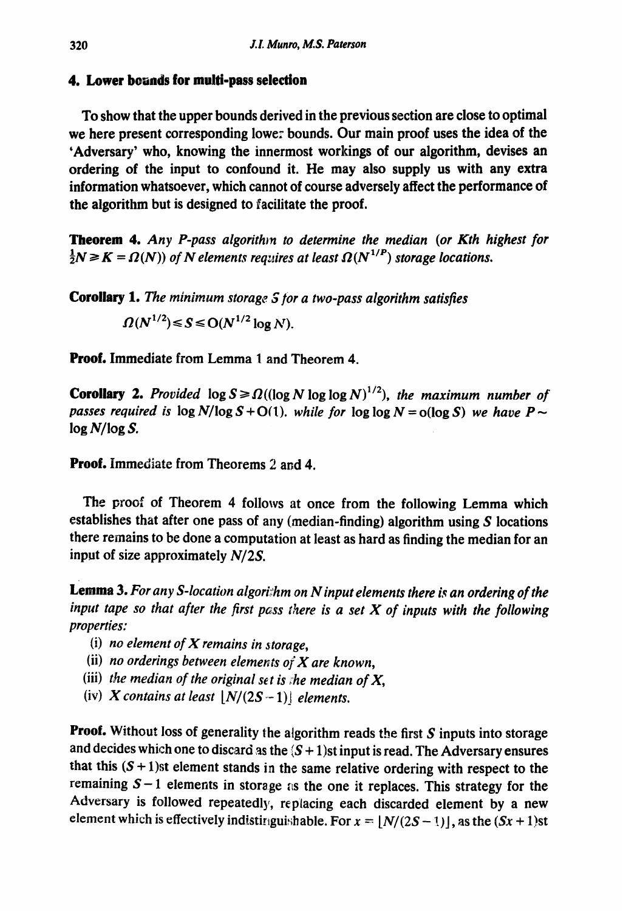## 4. Lower bounds for multi-pass selection

To show that the upper bounds derived in the previous section are close to optimal we here present corresponding lower bounds. Our main proof uses the idea of the 'Adversary' who, knowing the innermost workings of our algorithm, devises an ordering of the input to confound it. He may also supply us with any extra information whatsoever, which cannot of course adversely affect the performance of the algorithm but is designed to facilitate the proof.

**Theorem 4.** *Any P-pass algorithm to determine the median (or Kth highest for* $\frac{1}{2}N \geq K = \Omega(N)$*) of N elements requires at least* $\Omega(N^{1/P})$ *storage locations.*

**Corollary 1.** *The minimum storage S for a two-pass algorithm satisfies*

$$\Omega(N^{1/2}) \leq S \leq O(N^{1/2} \log N).$$

**Proof.** Immediate from Lemma 1 and Theorem 4.

**Corollary 2.** *Provided* $\log S \geq \Omega((\log N \log\log N)^{1/2})$*, the maximum number of passes required is* $\log N/\log S + O(1)$*, while for* $\log\log N = o(\log S)$ *we have* $P \sim \log N/\log S$*.*

**Proof.** Immediate from Theorems 2 and 4.

The proof of Theorem 4 follows at once from the following Lemma which establishes that after one pass of any (median-finding) algorithm using $S$ locations there remains to be done a computation at least as hard as finding the median for an input of size approximately $N/2S$.

**Lemma 3.** *For any S-location algorithm on N input elements there is an ordering of the input tape so that after the first pass there is a set X of inputs with the following properties:*

(i) *no element of X remains in storage,*

(ii) *no orderings between elements of X are known,*

(iii) *the median of the original set is the median of X,*

(iv) *X contains at least* $\lfloor N/(2S-1) \rfloor$ *elements.*

**Proof.** Without loss of generality the algorithm reads the first $S$ inputs into storage and decides which one to discard as the $(S+1)$st input is read. The Adversary ensures that this $(S+1)$st element stands in the same relative ordering with respect to the remaining $S-1$ elements in storage as the one it replaces. This strategy for the Adversary is followed repeatedly, replacing each discarded element by a new element which is effectively indistinguishable. For $x = \lfloor N/(2S-1) \rfloor$, as the $(Sx+1)$st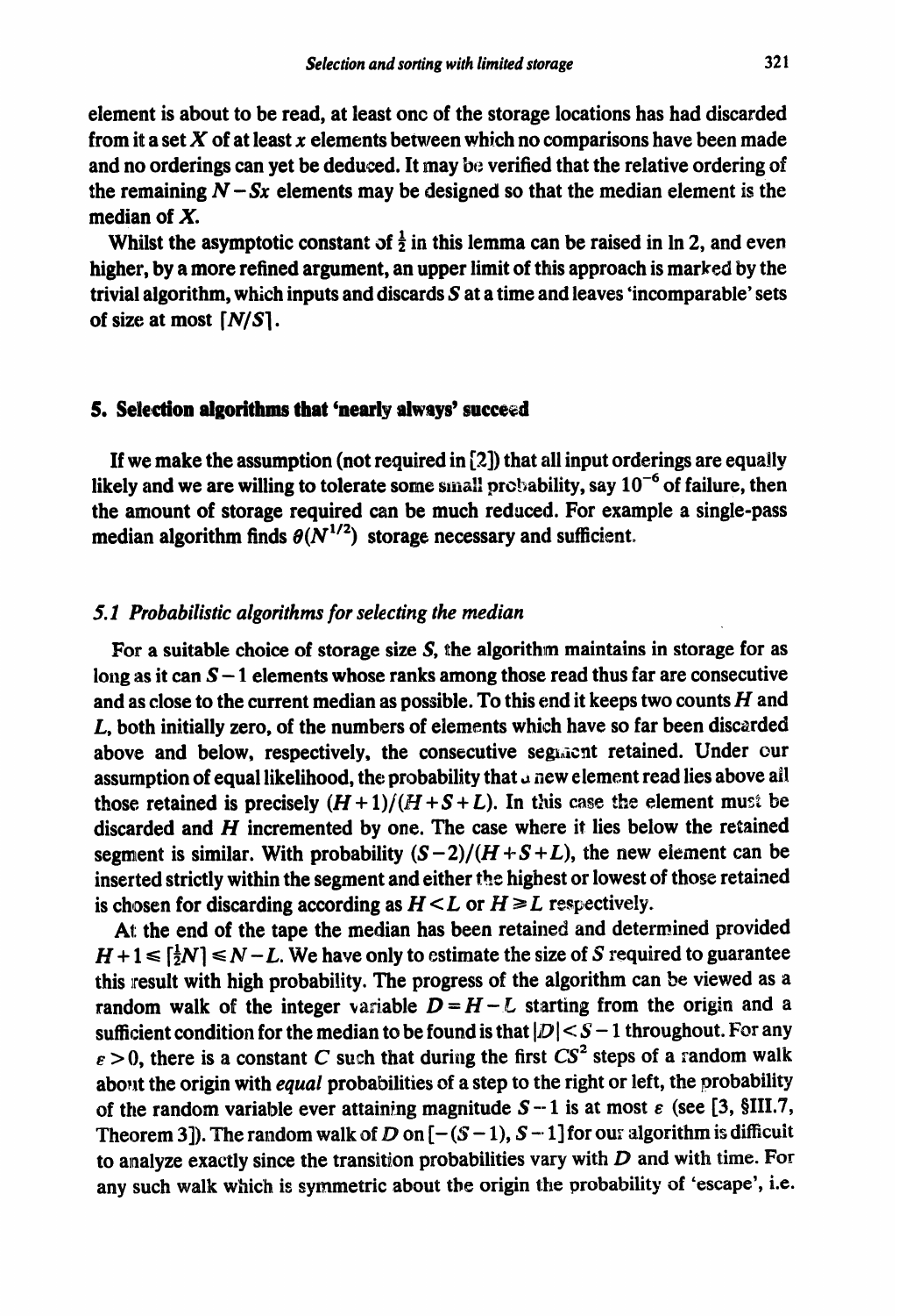element is about to be read, at least onc of the storage locations has had discarded from it a set $X$ of at least $x$ elements between which no comparisons have been made and no orderings can yet be deduced. It may be verified that the relative ordering of the remaining $N - Sx$ elements may be designed so that the median element is the median of $X$.

Whilst the asymptotic constant of $\frac{1}{2}$ in this lemma can be raised in ln 2, and even higher, by a more refined argument, an upper limit of this approach is marked by the trivial algorithm, which inputs and discards $S$ at a time and leaves 'incomparable' sets of size at most $\lceil N/S \rceil$.

## 5. Selection algorithms that 'nearly always' succeed

If we make the assumption (not required in [2]) that all input orderings are equally likely and we are willing to tolerate some small probability, say $10^{-6}$ of failure, then the amount of storage required can be much reduced. For example a single-pass median algorithm finds $\theta(N^{1/2})$ storage necessary and sufficient.

### *5.1 Probabilistic algorithms for selecting the median*

For a suitable choice of storage size $S$, the algorithm maintains in storage for as long as it can $S - 1$ elements whose ranks among those read thus far are consecutive and as close to the current median as possible. To this end it keeps two counts $H$ and $L$, both initially zero, of the numbers of elements which have so far been discarded above and below, respectively, the consecutive segment retained. Under our assumption of equal likelihood, the probability that a new element read lies above all those retained is precisely $(H+1)/(H+S+L)$. In this case the element must be discarded and $H$ incremented by one. The case where it lies below the retained segment is similar. With probability $(S-2)/(H+S+L)$, the new element can be inserted strictly within the segment and either the highest or lowest of those retained is chosen for discarding according as $H < L$ or $H \geq L$ respectively.

At the end of the tape the median has been retained and determined provided $H + 1 \leq \lceil \frac{1}{2}N \rceil \leq N - L$. We have only to estimate the size of $S$ required to guarantee this result with high probability. The progress of the algorithm can be viewed as a random walk of the integer variable $D = H - L$ starting from the origin and a sufficient condition for the median to be found is that $|D| < S - 1$ throughout. For any $\varepsilon > 0$, there is a constant $C$ such that during the first $CS^2$ steps of a random walk about the origin with *equal* probabilities of a step to the right or left, the probability of the random variable ever attaining magnitude $S - 1$ is at most $\varepsilon$ (see [3, §III.7, Theorem 3]). The random walk of $D$ on $[-(S-1), S-1]$ for our algorithm is difficult to analyze exactly since the transition probabilities vary with $D$ and with time. For any such walk which is symmetric about the origin the probability of 'escape', i.e.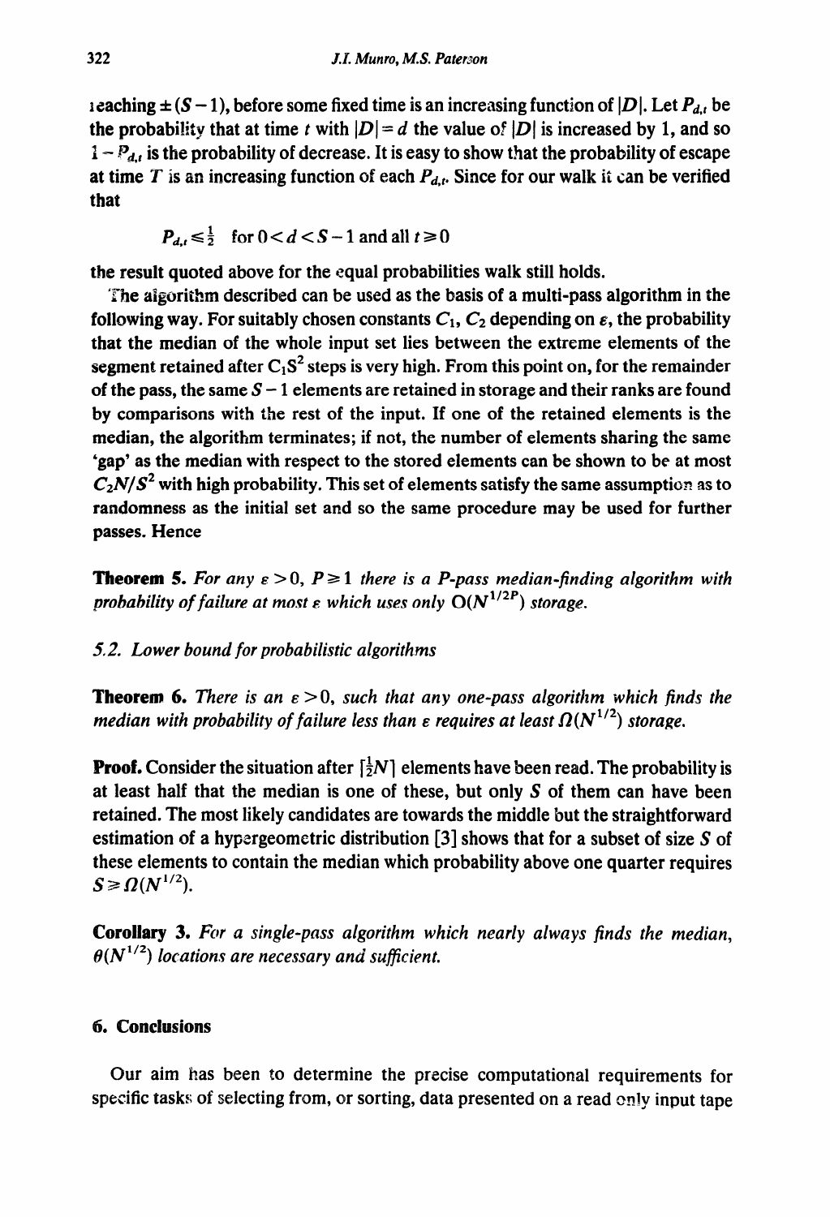reaching $\pm(S-1)$, before some fixed time is an increasing function of $|D|$. Let $P_{d,t}$ be the probability that at time $t$ with $|D|=d$ the value of $|D|$ is increased by 1, and so $1-P_{d,t}$ is the probability of decrease. It is easy to show that the probability of escape at time $T$ is an increasing function of each $P_{d,t}$. Since for our walk it can be verified that

$$P_{d,t} \leqslant \tfrac{1}{2} \quad \text{for } 0<d<S-1 \text{ and all } t \geqslant 0$$

the result quoted above for the equal probabilities walk still holds.

The algorithm described can be used as the basis of a multi-pass algorithm in the following way. For suitably chosen constants $C_1$, $C_2$ depending on $\varepsilon$, the probability that the median of the whole input set lies between the extreme elements of the segment retained after $C_1S^2$ steps is very high. From this point on, for the remainder of the pass, the same $S-1$ elements are retained in storage and their ranks are found by comparisons with the rest of the input. If one of the retained elements is the median, the algorithm terminates; if not, the number of elements sharing the same 'gap' as the median with respect to the stored elements can be shown to be at most $C_2N/S^2$ with high probability. This set of elements satisfy the same assumption as to randomness as the initial set and so the same procedure may be used for further passes. Hence

**Theorem 5.** *For any $\varepsilon>0$, $P \geqslant 1$ there is a P-pass median-finding algorithm with probability of failure at most $\varepsilon$ which uses only $O(N^{1/2P})$ storage.*

### 5.2. Lower bound for probabilistic algorithms

**Theorem 6.** *There is an $\varepsilon>0$, such that any one-pass algorithm which finds the median with probability of failure less than $\varepsilon$ requires at least $\Omega(N^{1/2})$ storage.*

**Proof.** Consider the situation after $\lceil \frac{1}{2}N \rceil$ elements have been read. The probability is at least half that the median is one of these, but only $S$ of them can have been retained. The most likely candidates are towards the middle but the straightforward estimation of a hypergeometric distribution [3] shows that for a subset of size $S$ of these elements to contain the median which probability above one quarter requires $S \geqslant \Omega(N^{1/2})$.

**Corollary 3.** *For a single-pass algorithm which nearly always finds the median, $\theta(N^{1/2})$ locations are necessary and sufficient.*

## 6. Conclusions

Our aim has been to determine the precise computational requirements for specific tasks of selecting from, or sorting, data presented on a read only input tape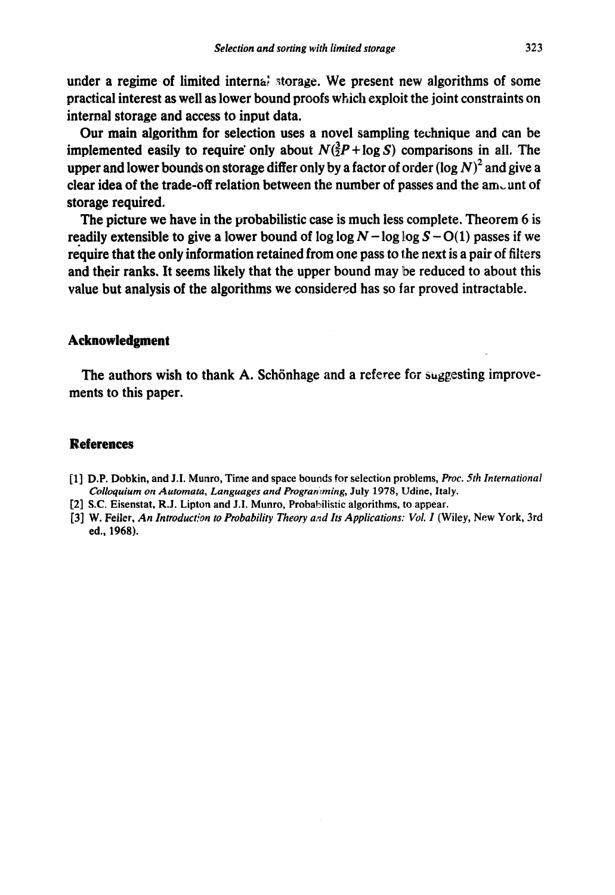under a regime of limited internal storage. We present new algorithms of some practical interest as well as lower bound proofs which exploit the joint constraints on internal storage and access to input data.

Our main algorithm for selection uses a novel sampling technique and can be implemented easily to require only about $N(\frac{3}{2}P + \log S)$ comparisons in all. The upper and lower bounds on storage differ only by a factor of order $(\log N)^2$ and give a clear idea of the trade-off relation between the number of passes and the amount of storage required.

The picture we have in the probabilistic case is much less complete. Theorem 6 is readily extensible to give a lower bound of $\log \log N - \log \log S - O(1)$ passes if we require that the only information retained from one pass to the next is a pair of filters and their ranks. It seems likely that the upper bound may be reduced to about this value but analysis of the algorithms we considered has so far proved intractable.

## Acknowledgment

The authors wish to thank A. Schönhage and a referee for suggesting improvements to this paper.

## References

[1] D.P. Dobkin, and J.I. Munro, Time and space bounds for selection problems, *Proc. 5th International Colloquium on Automata, Languages and Programming*, July 1978, Udine, Italy.

[2] S.C. Eisenstat, R.J. Lipton and J.I. Munro, Probabilistic algorithms, to appear.

[3] W. Feller, *An Introduction to Probability Theory and Its Applications: Vol. I* (Wiley, New York, 3rd ed., 1968).